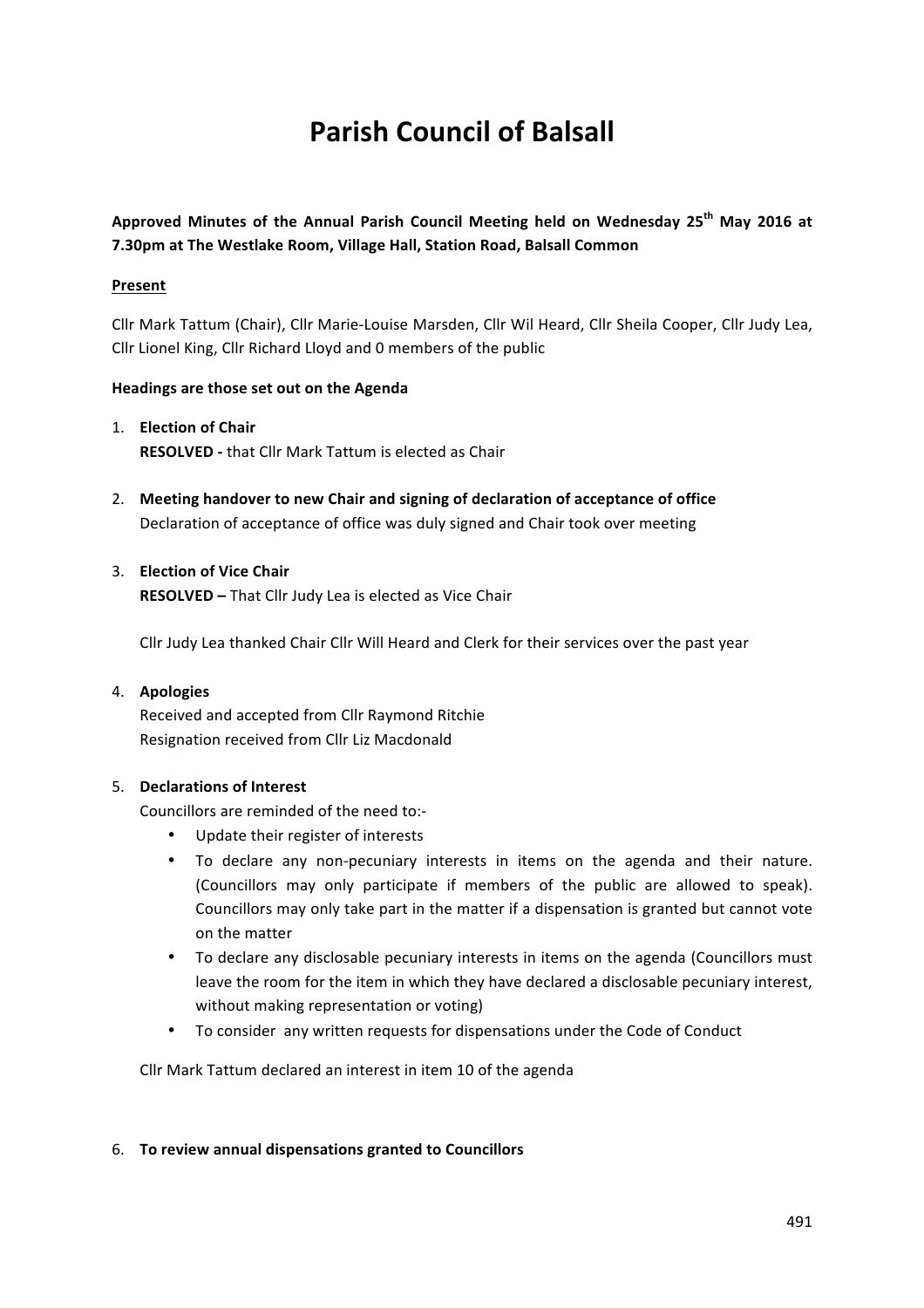# Parish Council of Balsall

**Approved Minutes of the Annual Parish Council Meeting held on Wednesday 25th May 2016 at 7.30pm at The Westlake Room, Village Hall, Station Road, Balsall Common**

**Present**

Cllr Mark Tattum (Chair), Cllr Marie-Louise Marsden, Cllr Wil Heard, Cllr Sheila Cooper, Cllr Judy Lea, Cllr Lionel King, Cllr Richard Lloyd and 0 members of the public

**Headings are those set out on the Agenda**

1. **Election of Chair**
   **RESOLVED -** that Cllr Mark Tattum is elected as Chair

2. **Meeting handover to new Chair and signing of declaration of acceptance of office**
   Declaration of acceptance of office was duly signed and Chair took over meeting

3. **Election of Vice Chair**
   **RESOLVED –** That Cllr Judy Lea is elected as Vice Chair

   Cllr Judy Lea thanked Chair Cllr Will Heard and Clerk for their services over the past year

4. **Apologies**
   Received and accepted from Cllr Raymond Ritchie
   Resignation received from Cllr Liz Macdonald

5. **Declarations of Interest**
   Councillors are reminded of the need to:-
   - Update their register of interests
   - To declare any non-pecuniary interests in items on the agenda and their nature. (Councillors may only participate if members of the public are allowed to speak). Councillors may only take part in the matter if a dispensation is granted but cannot vote on the matter
   - To declare any disclosable pecuniary interests in items on the agenda (Councillors must leave the room for the item in which they have declared a disclosable pecuniary interest, without making representation or voting)
   - To consider any written requests for dispensations under the Code of Conduct

   Cllr Mark Tattum declared an interest in item 10 of the agenda

6. **To review annual dispensations granted to Councillors**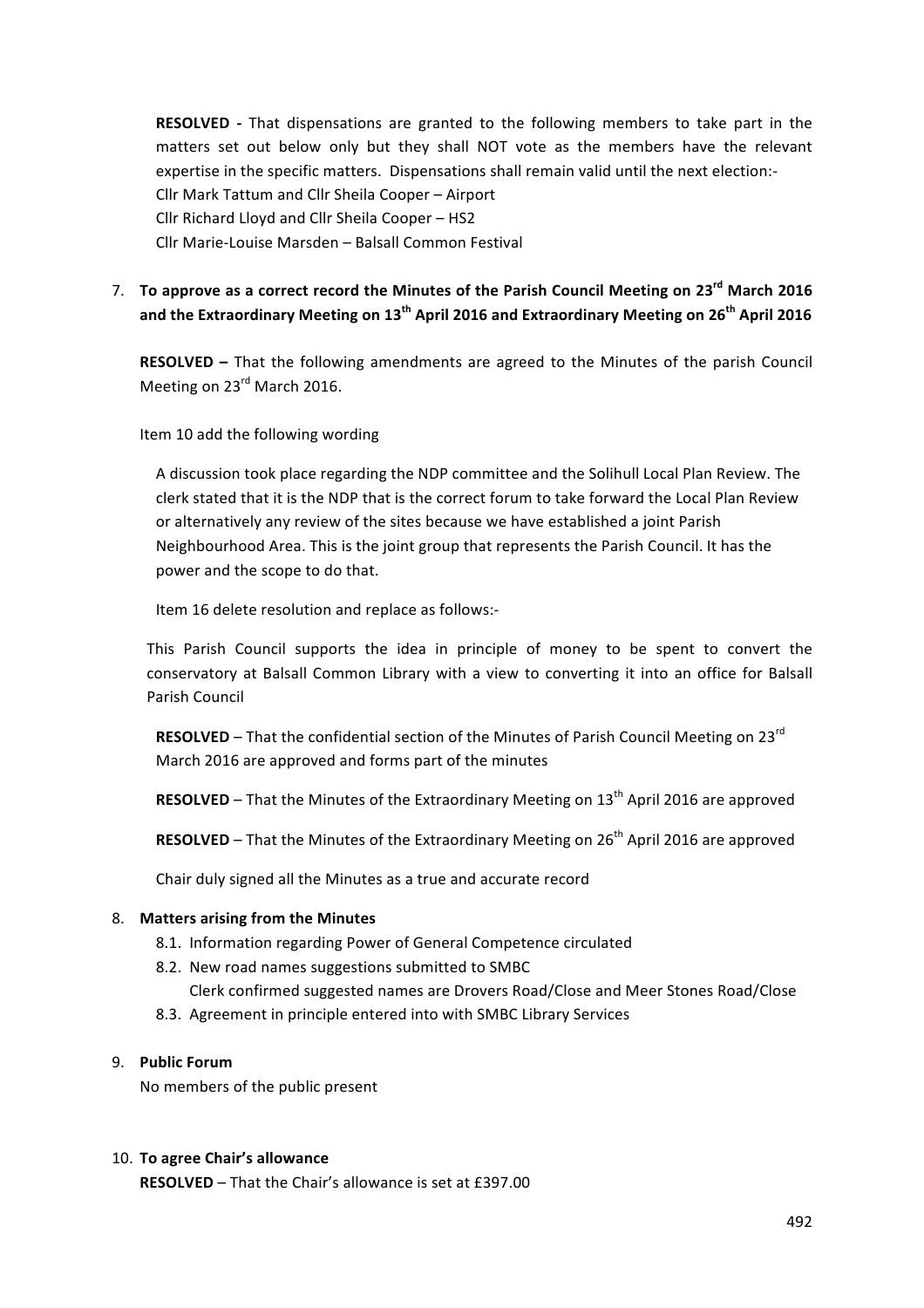**RESOLVED -** That dispensations are granted to the following members to take part in the matters set out below only but they shall NOT vote as the members have the relevant expertise in the specific matters. Dispensations shall remain valid until the next election:-
Cllr Mark Tattum and Cllr Sheila Cooper – Airport
Cllr Richard Lloyd and Cllr Sheila Cooper – HS2
Cllr Marie-Louise Marsden – Balsall Common Festival

7. **To approve as a correct record the Minutes of the Parish Council Meeting on 23rd March 2016 and the Extraordinary Meeting on 13th April 2016 and Extraordinary Meeting on 26th April 2016**

   **RESOLVED –** That the following amendments are agreed to the Minutes of the parish Council Meeting on 23rd March 2016.

   Item 10 add the following wording

   A discussion took place regarding the NDP committee and the Solihull Local Plan Review. The clerk stated that it is the NDP that is the correct forum to take forward the Local Plan Review or alternatively any review of the sites because we have established a joint Parish Neighbourhood Area. This is the joint group that represents the Parish Council. It has the power and the scope to do that.

   Item 16 delete resolution and replace as follows:-

   This Parish Council supports the idea in principle of money to be spent to convert the conservatory at Balsall Common Library with a view to converting it into an office for Balsall Parish Council

   **RESOLVED** – That the confidential section of the Minutes of Parish Council Meeting on 23rd March 2016 are approved and forms part of the minutes

   **RESOLVED** – That the Minutes of the Extraordinary Meeting on 13th April 2016 are approved

   **RESOLVED** – That the Minutes of the Extraordinary Meeting on 26th April 2016 are approved

   Chair duly signed all the Minutes as a true and accurate record

8. **Matters arising from the Minutes**
   8.1. Information regarding Power of General Competence circulated
   8.2. New road names suggestions submitted to SMBC
   Clerk confirmed suggested names are Drovers Road/Close and Meer Stones Road/Close
   8.3. Agreement in principle entered into with SMBC Library Services

9. **Public Forum**
   No members of the public present

10. **To agree Chair's allowance**
    **RESOLVED** – That the Chair's allowance is set at £397.00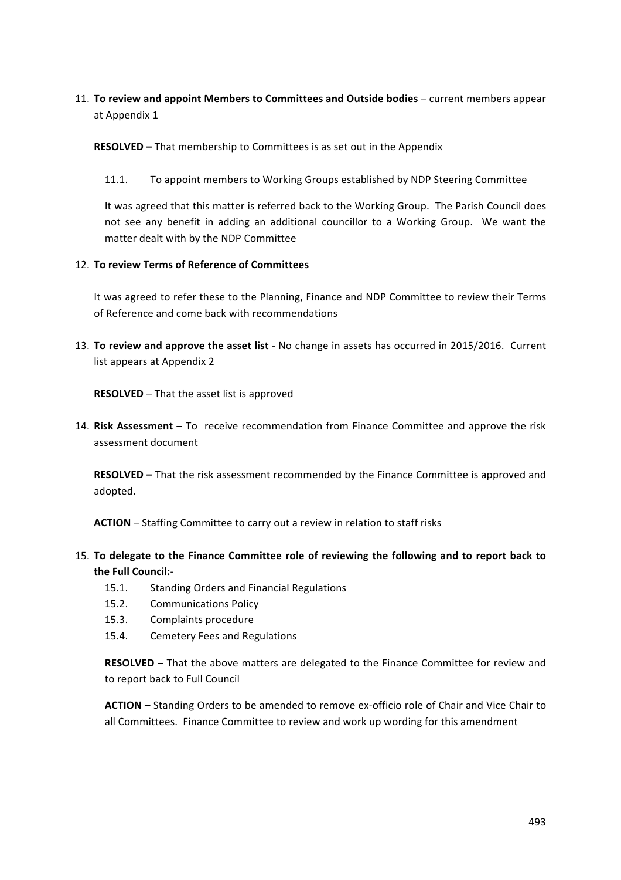11. **To review and appoint Members to Committees and Outside bodies** – current members appear at Appendix 1

    **RESOLVED –** That membership to Committees is as set out in the Appendix

    11.1. To appoint members to Working Groups established by NDP Steering Committee

    It was agreed that this matter is referred back to the Working Group. The Parish Council does not see any benefit in adding an additional councillor to a Working Group. We want the matter dealt with by the NDP Committee

12. **To review Terms of Reference of Committees**

    It was agreed to refer these to the Planning, Finance and NDP Committee to review their Terms of Reference and come back with recommendations

13. **To review and approve the asset list** - No change in assets has occurred in 2015/2016. Current list appears at Appendix 2

    **RESOLVED** – That the asset list is approved

14. **Risk Assessment** – To receive recommendation from Finance Committee and approve the risk assessment document

    **RESOLVED –** That the risk assessment recommended by the Finance Committee is approved and adopted.

    **ACTION** – Staffing Committee to carry out a review in relation to staff risks

15. **To delegate to the Finance Committee role of reviewing the following and to report back to the Full Council:**-
    15.1. Standing Orders and Financial Regulations
    15.2. Communications Policy
    15.3. Complaints procedure
    15.4. Cemetery Fees and Regulations

    **RESOLVED** – That the above matters are delegated to the Finance Committee for review and to report back to Full Council

    **ACTION** – Standing Orders to be amended to remove ex-officio role of Chair and Vice Chair to all Committees. Finance Committee to review and work up wording for this amendment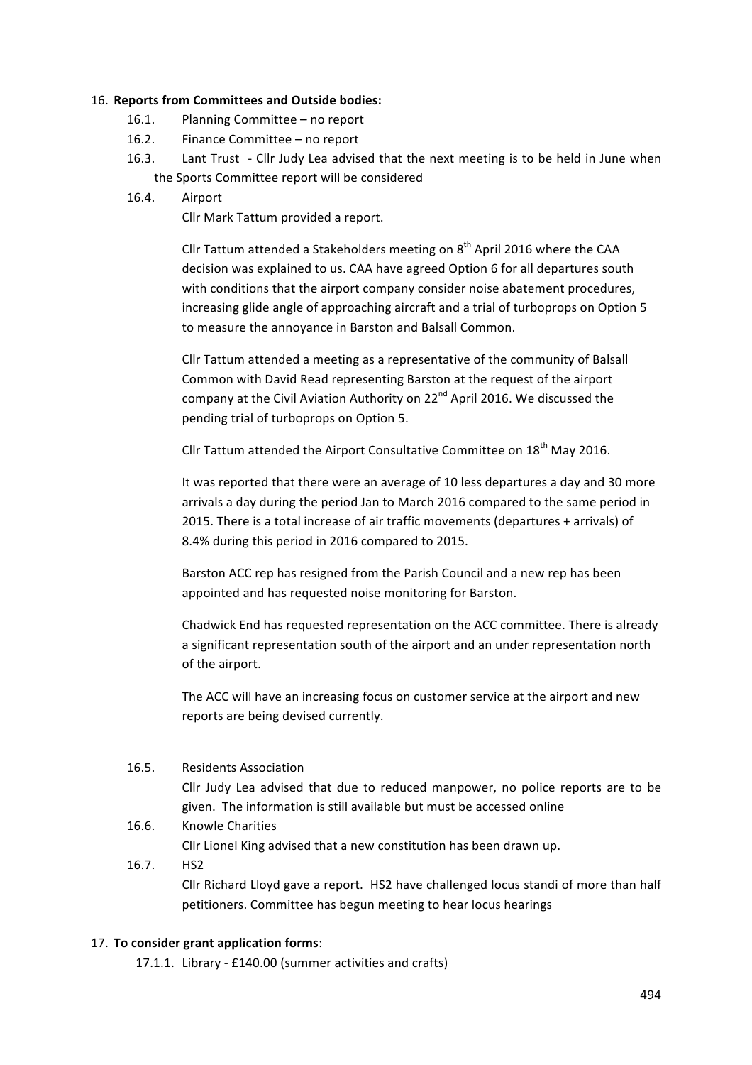16. **Reports from Committees and Outside bodies:**
    16.1. Planning Committee – no report
    16.2. Finance Committee – no report
    16.3. Lant Trust - Cllr Judy Lea advised that the next meeting is to be held in June when the Sports Committee report will be considered
    16.4. Airport

    Cllr Mark Tattum provided a report.

    Cllr Tattum attended a Stakeholders meeting on 8th April 2016 where the CAA decision was explained to us. CAA have agreed Option 6 for all departures south with conditions that the airport company consider noise abatement procedures, increasing glide angle of approaching aircraft and a trial of turboprops on Option 5 to measure the annoyance in Barston and Balsall Common.

    Cllr Tattum attended a meeting as a representative of the community of Balsall Common with David Read representing Barston at the request of the airport company at the Civil Aviation Authority on 22nd April 2016. We discussed the pending trial of turboprops on Option 5.

    Cllr Tattum attended the Airport Consultative Committee on 18th May 2016.

    It was reported that there were an average of 10 less departures a day and 30 more arrivals a day during the period Jan to March 2016 compared to the same period in 2015. There is a total increase of air traffic movements (departures + arrivals) of 8.4% during this period in 2016 compared to 2015.

    Barston ACC rep has resigned from the Parish Council and a new rep has been appointed and has requested noise monitoring for Barston.

    Chadwick End has requested representation on the ACC committee. There is already a significant representation south of the airport and an under representation north of the airport.

    The ACC will have an increasing focus on customer service at the airport and new reports are being devised currently.

    16.5. Residents Association

    Cllr Judy Lea advised that due to reduced manpower, no police reports are to be given. The information is still available but must be accessed online

    16.6. Knowle Charities

    Cllr Lionel King advised that a new constitution has been drawn up.

    16.7. HS2

    Cllr Richard Lloyd gave a report. HS2 have challenged locus standi of more than half petitioners. Committee has begun meeting to hear locus hearings

17. **To consider grant application forms**:
    17.1.1. Library - £140.00 (summer activities and crafts)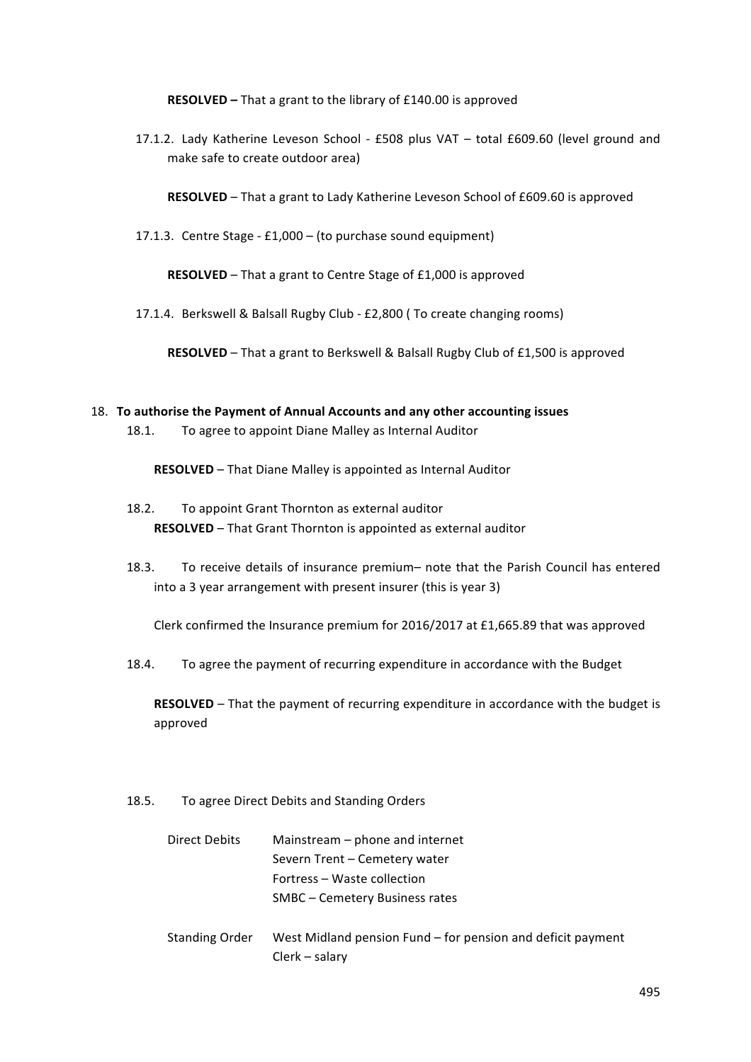**RESOLVED –** That a grant to the library of £140.00 is approved

17.1.2. Lady Katherine Leveson School - £508 plus VAT – total £609.60 (level ground and make safe to create outdoor area)

**RESOLVED** – That a grant to Lady Katherine Leveson School of £609.60 is approved

17.1.3. Centre Stage - £1,000 – (to purchase sound equipment)

**RESOLVED** – That a grant to Centre Stage of £1,000 is approved

17.1.4. Berkswell & Balsall Rugby Club - £2,800 ( To create changing rooms)

**RESOLVED** – That a grant to Berkswell & Balsall Rugby Club of £1,500 is approved

18. **To authorise the Payment of Annual Accounts and any other accounting issues**

18.1. To agree to appoint Diane Malley as Internal Auditor

**RESOLVED** – That Diane Malley is appointed as Internal Auditor

18.2. To appoint Grant Thornton as external auditor

**RESOLVED** – That Grant Thornton is appointed as external auditor

18.3. To receive details of insurance premium– note that the Parish Council has entered into a 3 year arrangement with present insurer (this is year 3)

Clerk confirmed the Insurance premium for 2016/2017 at £1,665.89 that was approved

18.4. To agree the payment of recurring expenditure in accordance with the Budget

**RESOLVED** – That the payment of recurring expenditure in accordance with the budget is approved

18.5. To agree Direct Debits and Standing Orders

| | |
|---|---|
| Direct Debits | Mainstream – phone and internet |
| | Severn Trent – Cemetery water |
| | Fortress – Waste collection |
| | SMBC – Cemetery Business rates |
| Standing Order | West Midland pension Fund – for pension and deficit payment |
| | Clerk – salary |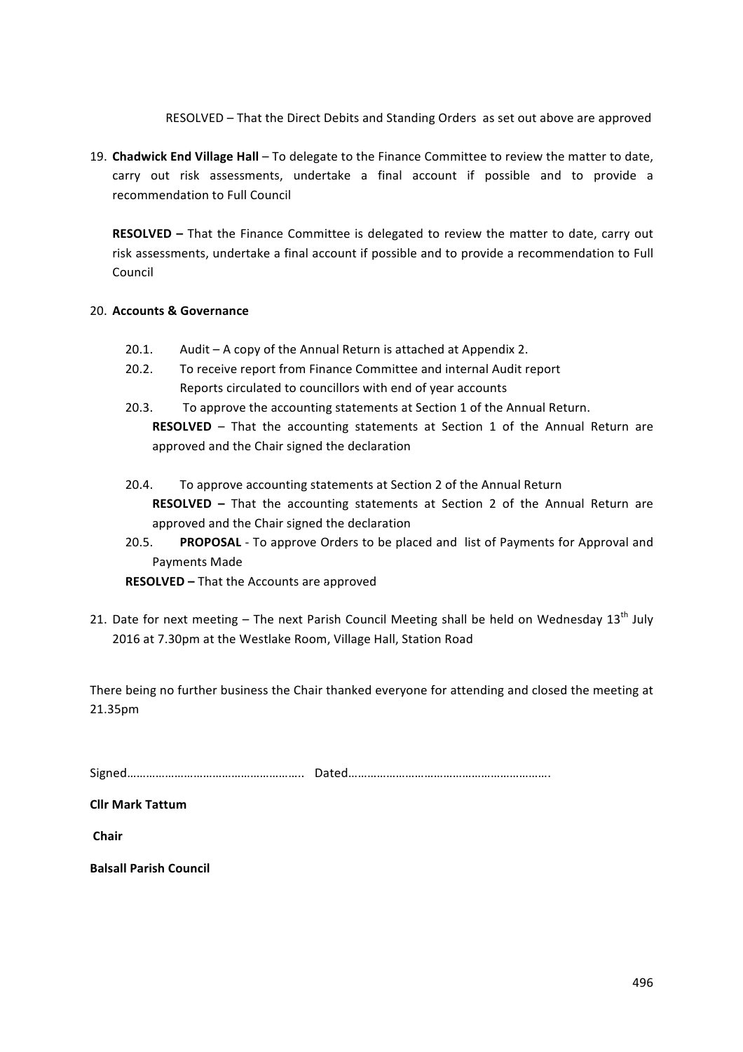RESOLVED – That the Direct Debits and Standing Orders as set out above are approved

19. **Chadwick End Village Hall** – To delegate to the Finance Committee to review the matter to date, carry out risk assessments, undertake a final account if possible and to provide a recommendation to Full Council

    **RESOLVED –** That the Finance Committee is delegated to review the matter to date, carry out risk assessments, undertake a final account if possible and to provide a recommendation to Full Council

20. **Accounts & Governance**

    20.1. Audit – A copy of the Annual Return is attached at Appendix 2.

    20.2. To receive report from Finance Committee and internal Audit report
    Reports circulated to councillors with end of year accounts

    20.3. To approve the accounting statements at Section 1 of the Annual Return.
    **RESOLVED** – That the accounting statements at Section 1 of the Annual Return are approved and the Chair signed the declaration

    20.4. To approve accounting statements at Section 2 of the Annual Return
    **RESOLVED –** That the accounting statements at Section 2 of the Annual Return are approved and the Chair signed the declaration

    20.5. **PROPOSAL** - To approve Orders to be placed and list of Payments for Approval and Payments Made

    **RESOLVED –** That the Accounts are approved

21. Date for next meeting – The next Parish Council Meeting shall be held on Wednesday 13th July 2016 at 7.30pm at the Westlake Room, Village Hall, Station Road

There being no further business the Chair thanked everyone for attending and closed the meeting at 21.35pm

Signed……………………………………………….. Dated……………………………………………………….

**Cllr Mark Tattum**

**Chair**

**Balsall Parish Council**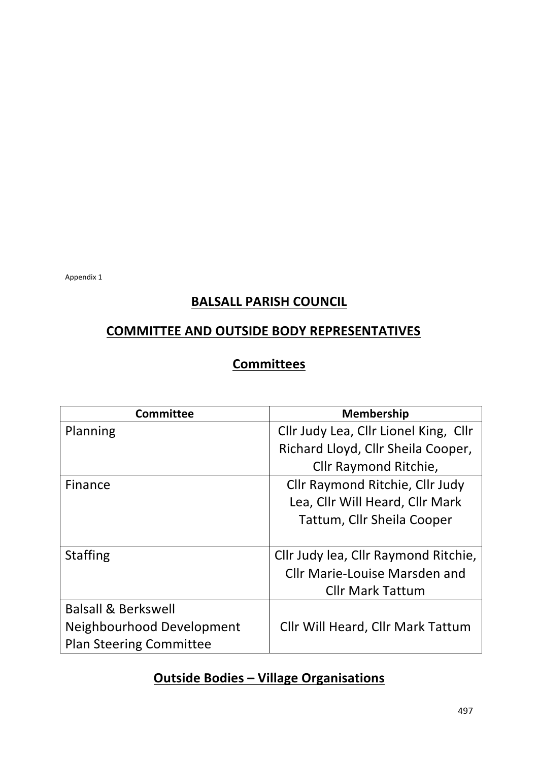Appendix 1

## BALSALL PARISH COUNCIL

## COMMITTEE AND OUTSIDE BODY REPRESENTATIVES

### Committees

| Committee | Membership |
| --- | --- |
| Planning | Cllr Judy Lea, Cllr Lionel King, Cllr Richard Lloyd, Cllr Sheila Cooper, Cllr Raymond Ritchie, |
| Finance | Cllr Raymond Ritchie, Cllr Judy Lea, Cllr Will Heard, Cllr Mark Tattum, Cllr Sheila Cooper |
| Staffing | Cllr Judy lea, Cllr Raymond Ritchie, Cllr Marie-Louise Marsden and Cllr Mark Tattum |
| Balsall & Berkswell Neighbourhood Development Plan Steering Committee | Cllr Will Heard, Cllr Mark Tattum |

### Outside Bodies – Village Organisations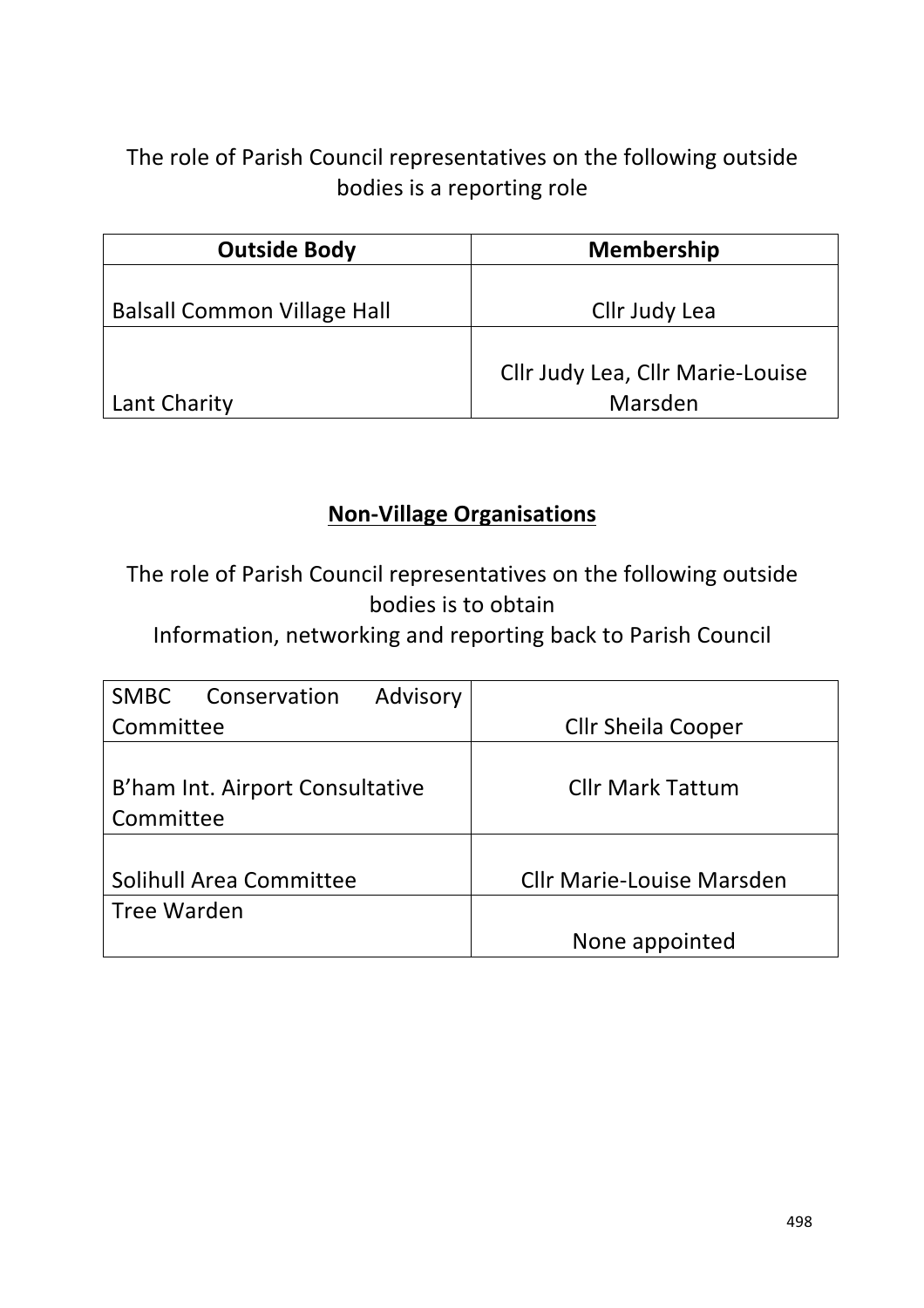The role of Parish Council representatives on the following outside bodies is a reporting role

| Outside Body | Membership |
|---|---|
| Balsall Common Village Hall | Cllr Judy Lea |
| Lant Charity | Cllr Judy Lea, Cllr Marie-Louise Marsden |

## **<u>Non-Village Organisations</u>**

The role of Parish Council representatives on the following outside bodies is to obtain
Information, networking and reporting back to Parish Council

| | |
|---|---|
| SMBC Conservation Advisory Committee | Cllr Sheila Cooper |
| B'ham Int. Airport Consultative Committee | Cllr Mark Tattum |
| Solihull Area Committee | Cllr Marie-Louise Marsden |
| Tree Warden | None appointed |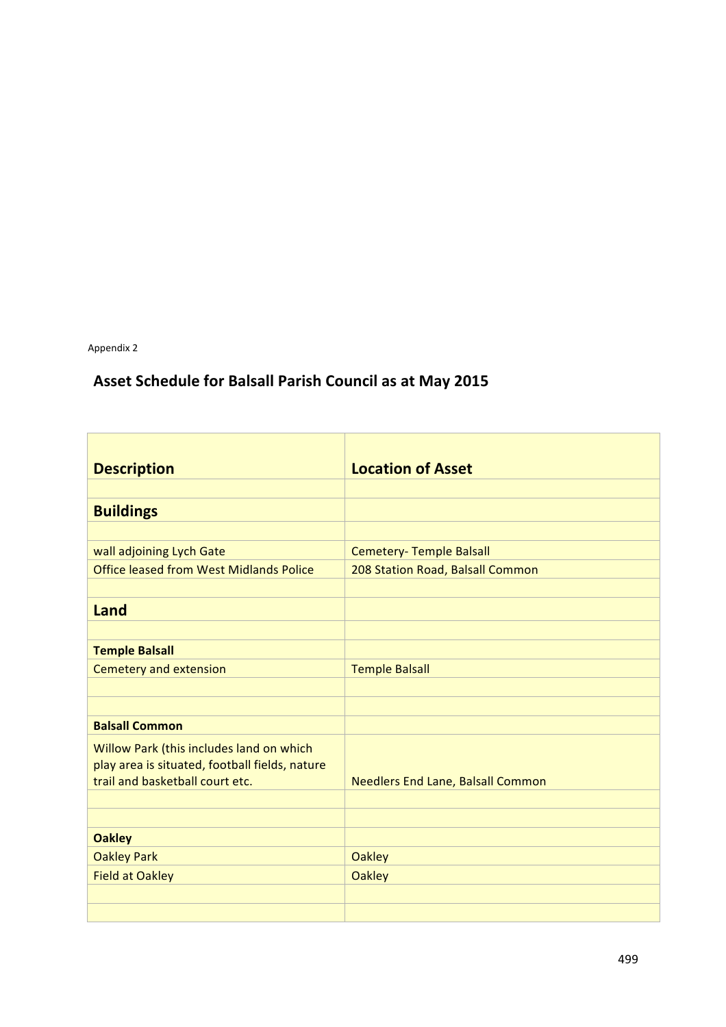Appendix 2

## Asset Schedule for Balsall Parish Council as at May 2015

| Description | Location of Asset |
|---|---|
| | |
| **Buildings** | |
| | |
| wall adjoining Lych Gate | Cemetery- Temple Balsall |
| Office leased from West Midlands Police | 208 Station Road, Balsall Common |
| | |
| **Land** | |
| | |
| **Temple Balsall** | |
| Cemetery and extension | Temple Balsall |
| | |
| | |
| **Balsall Common** | |
| Willow Park (this includes land on which play area is situated, football fields, nature trail and basketball court etc. | Needlers End Lane, Balsall Common |
| | |
| | |
| **Oakley** | |
| Oakley Park | Oakley |
| Field at Oakley | Oakley |
| | |
| | |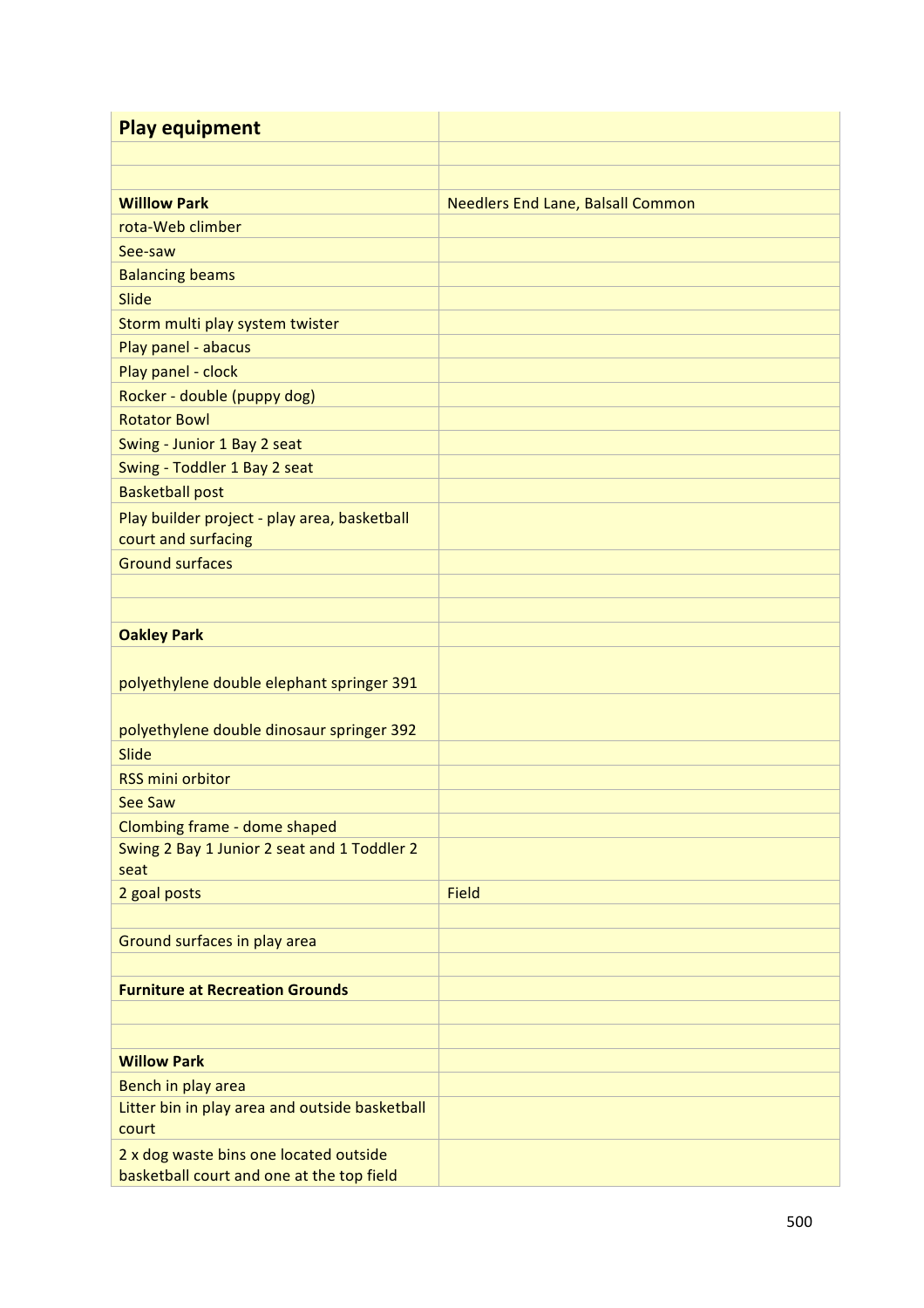| **Play equipment** | |
|---|---|
| | |
| | |
| **Willlow Park** | Needlers End Lane, Balsall Common |
| rota-Web climber | |
| See-saw | |
| Balancing beams | |
| Slide | |
| Storm multi play system twister | |
| Play panel - abacus | |
| Play panel - clock | |
| Rocker - double (puppy dog) | |
| Rotator Bowl | |
| Swing - Junior 1 Bay 2 seat | |
| Swing - Toddler 1 Bay 2 seat | |
| Basketball post | |
| Play builder project - play area, basketball court and surfacing | |
| Ground surfaces | |
| | |
| | |
| **Oakley Park** | |
| polyethylene double elephant springer 391 | |
| polyethylene double dinosaur springer 392 | |
| Slide | |
| RSS mini orbitor | |
| See Saw | |
| Clombing frame - dome shaped | |
| Swing 2 Bay 1 Junior 2 seat and 1 Toddler 2 seat | |
| 2 goal posts | Field |
| | |
| Ground surfaces in play area | |
| | |
| **Furniture at Recreation Grounds** | |
| | |
| | |
| **Willow Park** | |
| Bench in play area | |
| Litter bin in play area and outside basketball court | |
| 2 x dog waste bins one located outside basketball court and one at the top field | |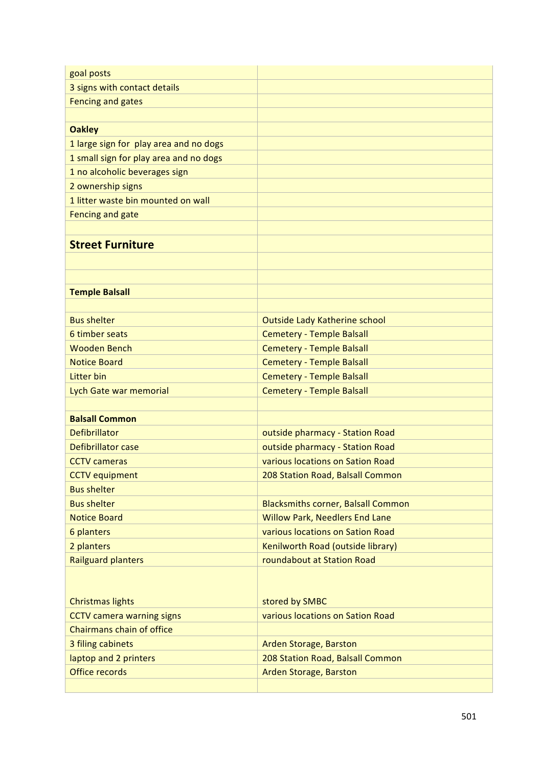| goal posts | |
|---|---|
| 3 signs with contact details | |
| Fencing and gates | |
| | |
| **Oakley** | |
| 1 large sign for  play area and no dogs | |
| 1 small sign for play area and no dogs | |
| 1 no alcoholic beverages sign | |
| 2 ownership signs | |
| 1 litter waste bin mounted on wall | |
| Fencing and gate | |
| | |
| **Street Furniture** | |
| | |
| | |
| **Temple Balsall** | |
| | |
| Bus shelter | Outside Lady Katherine school |
| 6 timber seats | Cemetery - Temple Balsall |
| Wooden Bench | Cemetery - Temple Balsall |
| Notice Board | Cemetery - Temple Balsall |
| Litter bin | Cemetery - Temple Balsall |
| Lych Gate war memorial | Cemetery - Temple Balsall |
| | |
| **Balsall Common** | |
| Defibrillator | outside pharmacy - Station Road |
| Defibrillator case | outside pharmacy - Station Road |
| CCTV cameras | various locations on Sation Road |
| CCTV equipment | 208 Station Road, Balsall Common |
| Bus shelter | |
| Bus shelter | Blacksmiths corner, Balsall Common |
| Notice Board | Willow Park, Needlers End Lane |
| 6 planters | various locations on Sation Road |
| 2 planters | Kenilworth Road (outside library) |
| Railguard planters | roundabout at Station Road |
| Christmas lights | stored by SMBC |
| CCTV camera warning signs | various locations on Sation Road |
| Chairmans chain of office | |
| 3 filing cabinets | Arden Storage, Barston |
| laptop and 2 printers | 208 Station Road, Balsall Common |
| Office records | Arden Storage, Barston |
| | |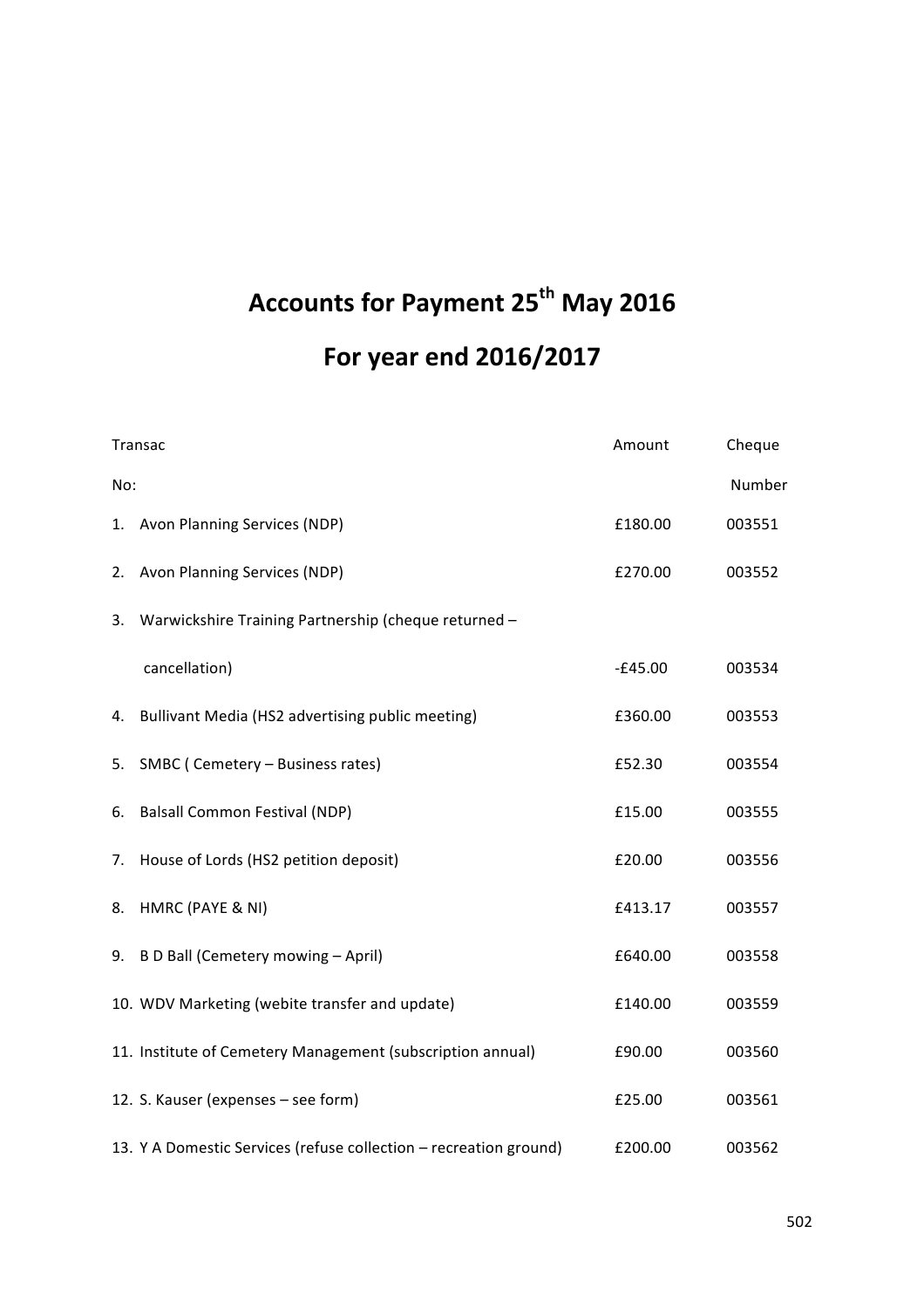# Accounts for Payment 25th May 2016

# For year end 2016/2017

| Transac No: | | Amount | Cheque Number |
|---|---|---|---|
| 1. | Avon Planning Services (NDP) | £180.00 | 003551 |
| 2. | Avon Planning Services (NDP) | £270.00 | 003552 |
| 3. | Warwickshire Training Partnership (cheque returned – cancellation) | -£45.00 | 003534 |
| 4. | Bullivant Media (HS2 advertising public meeting) | £360.00 | 003553 |
| 5. | SMBC ( Cemetery – Business rates) | £52.30 | 003554 |
| 6. | Balsall Common Festival (NDP) | £15.00 | 003555 |
| 7. | House of Lords (HS2 petition deposit) | £20.00 | 003556 |
| 8. | HMRC (PAYE & NI) | £413.17 | 003557 |
| 9. | B D Ball (Cemetery mowing – April) | £640.00 | 003558 |
| 10. | WDV Marketing (webite transfer and update) | £140.00 | 003559 |
| 11. | Institute of Cemetery Management (subscription annual) | £90.00 | 003560 |
| 12. | S. Kauser (expenses – see form) | £25.00 | 003561 |
| 13. | Y A Domestic Services (refuse collection – recreation ground) | £200.00 | 003562 |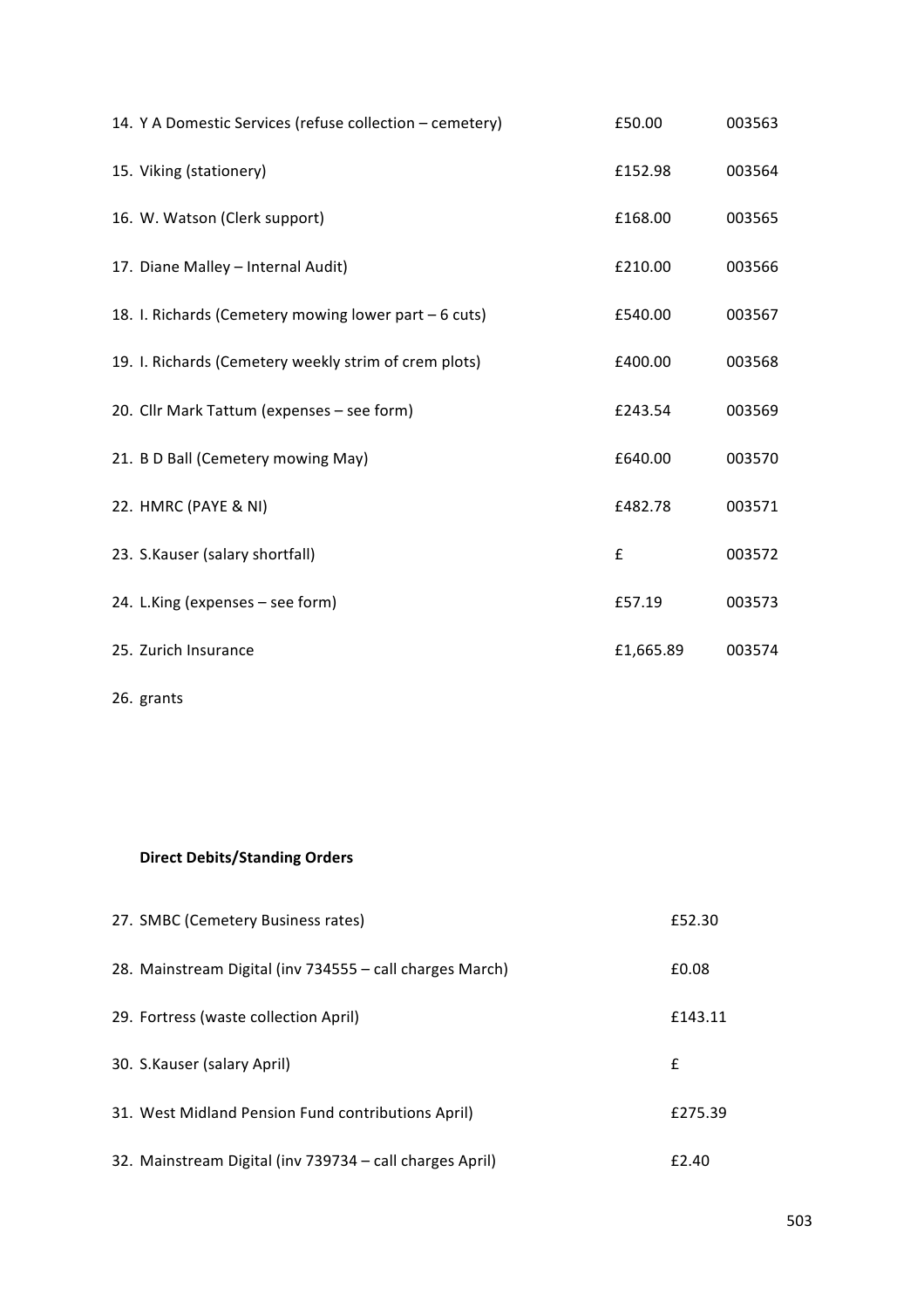14. Y A Domestic Services (refuse collection – cemetery) £50.00 003563

15. Viking (stationery) £152.98 003564

16. W. Watson (Clerk support) £168.00 003565

17. Diane Malley – Internal Audit) £210.00 003566

18. I. Richards (Cemetery mowing lower part – 6 cuts) £540.00 003567

19. I. Richards (Cemetery weekly strim of crem plots) £400.00 003568

20. Cllr Mark Tattum (expenses – see form) £243.54 003569

21. B D Ball (Cemetery mowing May) £640.00 003570

22. HMRC (PAYE & NI) £482.78 003571

23. S.Kauser (salary shortfall) £ 003572

24. L.King (expenses – see form) £57.19 003573

25. Zurich Insurance £1,665.89 003574

26. grants

**Direct Debits/Standing Orders**

27. SMBC (Cemetery Business rates) £52.30

28. Mainstream Digital (inv 734555 – call charges March) £0.08

29. Fortress (waste collection April) £143.11

30. S.Kauser (salary April) £

31. West Midland Pension Fund contributions April) £275.39

32. Mainstream Digital (inv 739734 – call charges April) £2.40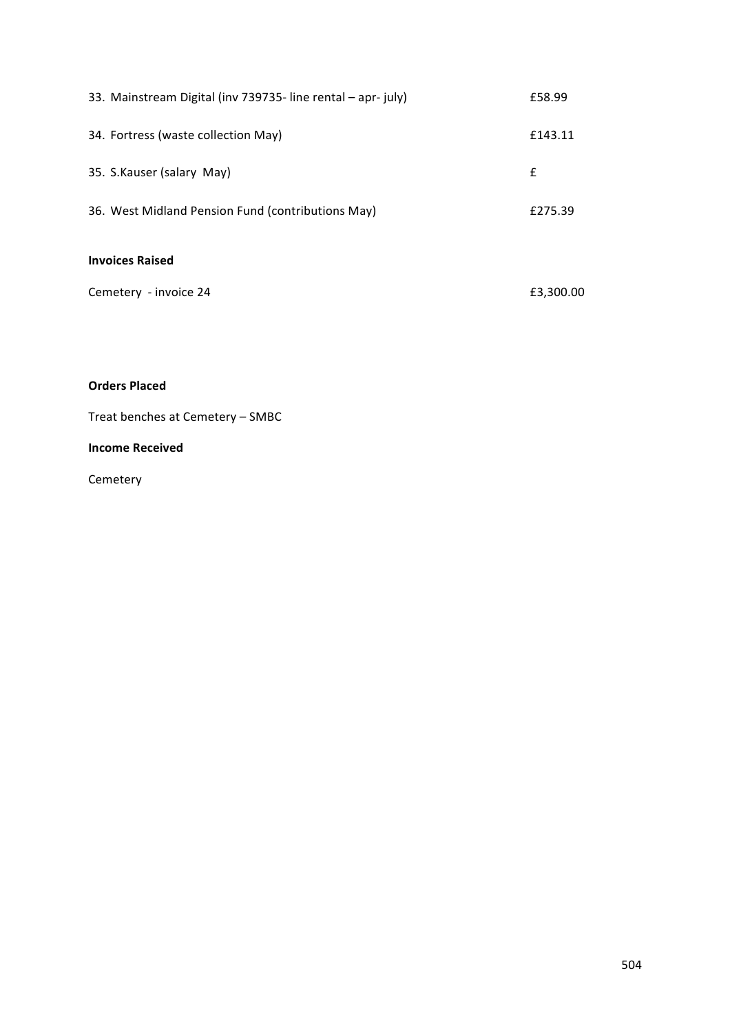| | |
|---|---|
| 33. Mainstream Digital (inv 739735- line rental – apr- july) | £58.99 |
| 34. Fortress (waste collection May) | £143.11 |
| 35. S.Kauser (salary May) | £ |
| 36. West Midland Pension Fund (contributions May) | £275.39 |

**Invoices Raised**

| | |
|---|---|
| Cemetery - invoice 24 | £3,300.00 |

**Orders Placed**

Treat benches at Cemetery – SMBC

**Income Received**

Cemetery